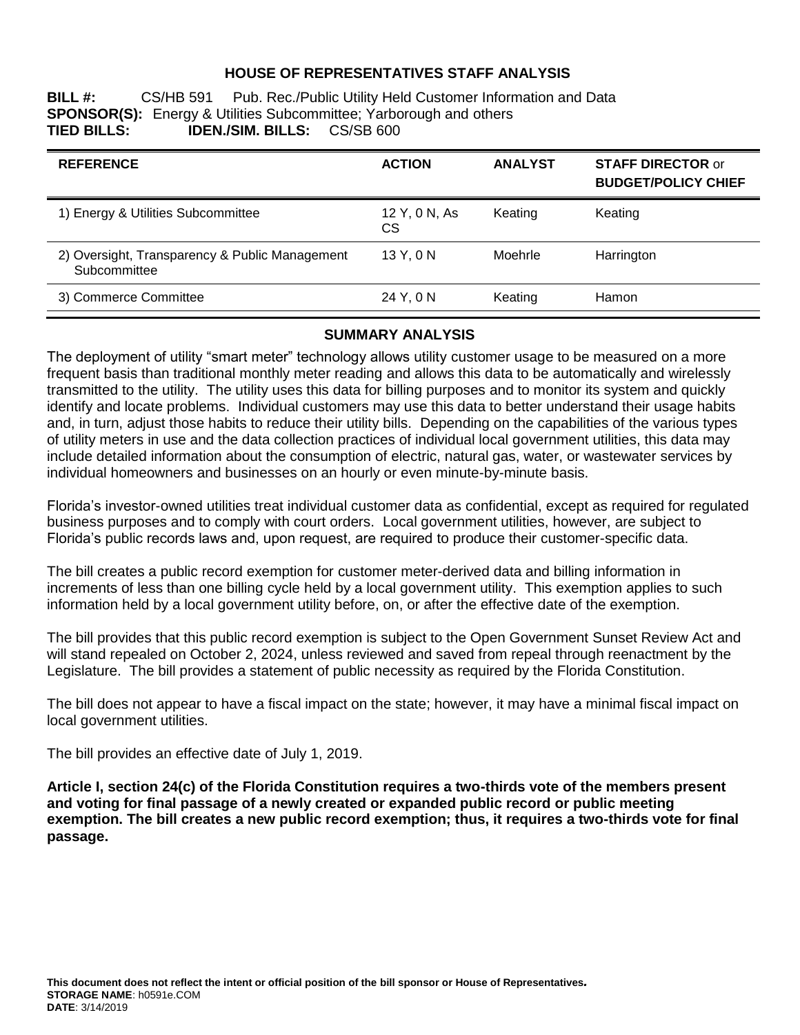# HOUSE OF REPRESENTATIVES STAFF ANALYSIS

**BILL #:** CS/HB 591 Pub. Rec./Public Utility Held Customer Information and Data
**SPONSOR(S):** Energy & Utilities Subcommittee; Yarborough and others
**TIED BILLS:** **IDEN./SIM. BILLS:** CS/SB 600

| REFERENCE | ACTION | ANALYST | STAFF DIRECTOR or BUDGET/POLICY CHIEF |
|---|---|---|---|
| 1) Energy & Utilities Subcommittee | 12 Y, 0 N, As CS | Keating | Keating |
| 2) Oversight, Transparency & Public Management Subcommittee | 13 Y, 0 N | Moehrle | Harrington |
| 3) Commerce Committee | 24 Y, 0 N | Keating | Hamon |

## SUMMARY ANALYSIS

The deployment of utility "smart meter" technology allows utility customer usage to be measured on a more frequent basis than traditional monthly meter reading and allows this data to be automatically and wirelessly transmitted to the utility. The utility uses this data for billing purposes and to monitor its system and quickly identify and locate problems. Individual customers may use this data to better understand their usage habits and, in turn, adjust those habits to reduce their utility bills. Depending on the capabilities of the various types of utility meters in use and the data collection practices of individual local government utilities, this data may include detailed information about the consumption of electric, natural gas, water, or wastewater services by individual homeowners and businesses on an hourly or even minute-by-minute basis.

Florida's investor-owned utilities treat individual customer data as confidential, except as required for regulated business purposes and to comply with court orders. Local government utilities, however, are subject to Florida's public records laws and, upon request, are required to produce their customer-specific data.

The bill creates a public record exemption for customer meter-derived data and billing information in increments of less than one billing cycle held by a local government utility. This exemption applies to such information held by a local government utility before, on, or after the effective date of the exemption.

The bill provides that this public record exemption is subject to the Open Government Sunset Review Act and will stand repealed on October 2, 2024, unless reviewed and saved from repeal through reenactment by the Legislature. The bill provides a statement of public necessity as required by the Florida Constitution.

The bill does not appear to have a fiscal impact on the state; however, it may have a minimal fiscal impact on local government utilities.

The bill provides an effective date of July 1, 2019.

**Article I, section 24(c) of the Florida Constitution requires a two-thirds vote of the members present and voting for final passage of a newly created or expanded public record or public meeting exemption. The bill creates a new public record exemption; thus, it requires a two-thirds vote for final passage.**

**This document does not reflect the intent or official position of the bill sponsor or House of Representatives.**
**STORAGE NAME**: h0591e.COM
**DATE**: 3/14/2019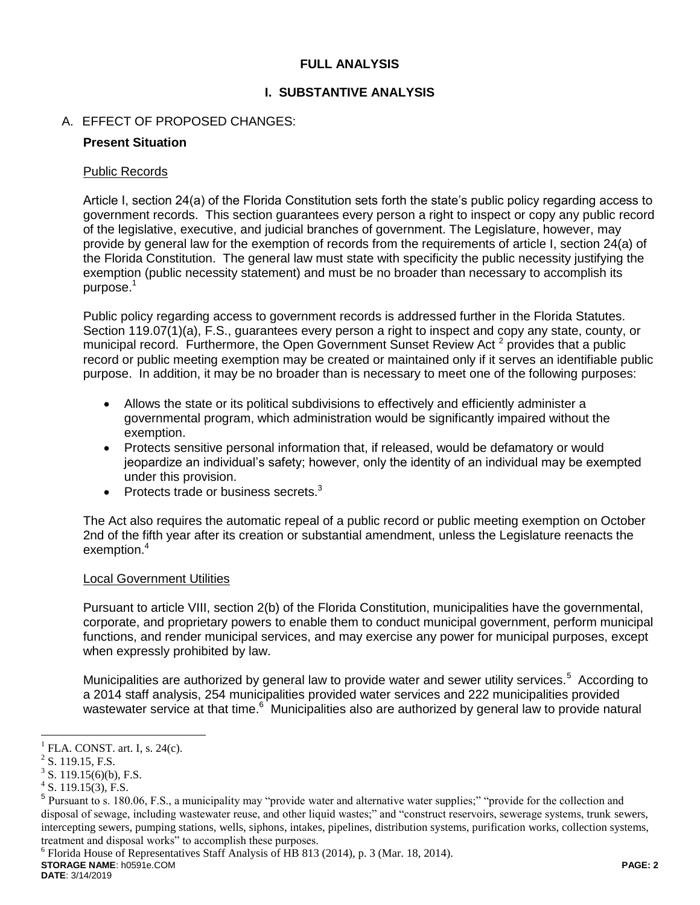## FULL ANALYSIS

## I. SUBSTANTIVE ANALYSIS

A. EFFECT OF PROPOSED CHANGES:

**Present Situation**

Public Records

Article I, section 24(a) of the Florida Constitution sets forth the state's public policy regarding access to government records. This section guarantees every person a right to inspect or copy any public record of the legislative, executive, and judicial branches of government. The Legislature, however, may provide by general law for the exemption of records from the requirements of article I, section 24(a) of the Florida Constitution. The general law must state with specificity the public necessity justifying the exemption (public necessity statement) and must be no broader than necessary to accomplish its purpose.[1]

Public policy regarding access to government records is addressed further in the Florida Statutes. Section 119.07(1)(a), F.S., guarantees every person a right to inspect and copy any state, county, or municipal record. Furthermore, the Open Government Sunset Review Act [2] provides that a public record or public meeting exemption may be created or maintained only if it serves an identifiable public purpose. In addition, it may be no broader than is necessary to meet one of the following purposes:

- Allows the state or its political subdivisions to effectively and efficiently administer a governmental program, which administration would be significantly impaired without the exemption.
- Protects sensitive personal information that, if released, would be defamatory or would jeopardize an individual's safety; however, only the identity of an individual may be exempted under this provision.
- Protects trade or business secrets.[3]

The Act also requires the automatic repeal of a public record or public meeting exemption on October 2nd of the fifth year after its creation or substantial amendment, unless the Legislature reenacts the exemption.[4]

Local Government Utilities

Pursuant to article VIII, section 2(b) of the Florida Constitution, municipalities have the governmental, corporate, and proprietary powers to enable them to conduct municipal government, perform municipal functions, and render municipal services, and may exercise any power for municipal purposes, except when expressly prohibited by law.

Municipalities are authorized by general law to provide water and sewer utility services.[5] According to a 2014 staff analysis, 254 municipalities provided water services and 222 municipalities provided wastewater service at that time.[6] Municipalities also are authorized by general law to provide natural

---

[1] FLA. CONST. art. I, s. 24(c).

[2] S. 119.15, F.S.

[3] S. 119.15(6)(b), F.S.

[4] S. 119.15(3), F.S.

[5] Pursuant to s. 180.06, F.S., a municipality may "provide water and alternative water supplies;" "provide for the collection and disposal of sewage, including wastewater reuse, and other liquid wastes;" and "construct reservoirs, sewerage systems, trunk sewers, intercepting sewers, pumping stations, wells, siphons, intakes, pipelines, distribution systems, purification works, collection systems, treatment and disposal works" to accomplish these purposes.

[6] Florida House of Representatives Staff Analysis of HB 813 (2014), p. 3 (Mar. 18, 2014).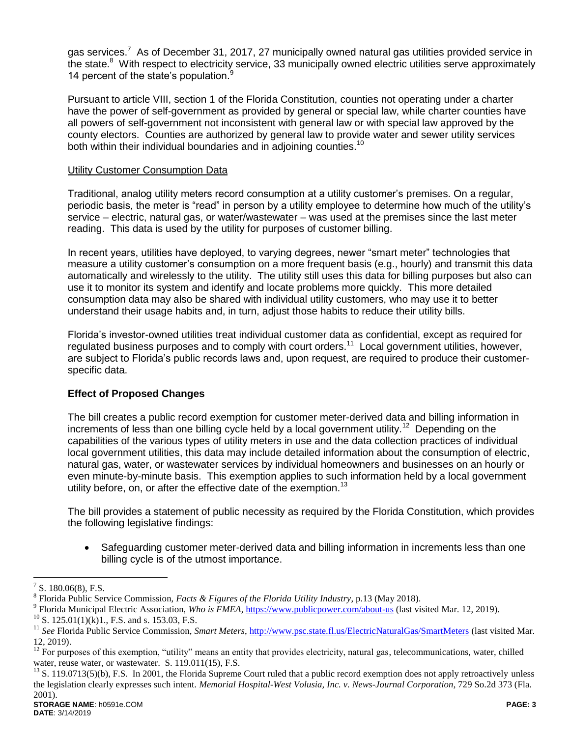gas services.[7] As of December 31, 2017, 27 municipally owned natural gas utilities provided service in the state.[8] With respect to electricity service, 33 municipally owned electric utilities serve approximately 14 percent of the state's population.[9]

Pursuant to article VIII, section 1 of the Florida Constitution, counties not operating under a charter have the power of self-government as provided by general or special law, while charter counties have all powers of self-government not inconsistent with general law or with special law approved by the county electors. Counties are authorized by general law to provide water and sewer utility services both within their individual boundaries and in adjoining counties.[10]

Utility Customer Consumption Data

Traditional, analog utility meters record consumption at a utility customer's premises. On a regular, periodic basis, the meter is "read" in person by a utility employee to determine how much of the utility's service – electric, natural gas, or water/wastewater – was used at the premises since the last meter reading. This data is used by the utility for purposes of customer billing.

In recent years, utilities have deployed, to varying degrees, newer "smart meter" technologies that measure a utility customer's consumption on a more frequent basis (e.g., hourly) and transmit this data automatically and wirelessly to the utility. The utility still uses this data for billing purposes but also can use it to monitor its system and identify and locate problems more quickly. This more detailed consumption data may also be shared with individual utility customers, who may use it to better understand their usage habits and, in turn, adjust those habits to reduce their utility bills.

Florida's investor-owned utilities treat individual customer data as confidential, except as required for regulated business purposes and to comply with court orders.[11] Local government utilities, however, are subject to Florida's public records laws and, upon request, are required to produce their customer-specific data.

**Effect of Proposed Changes**

The bill creates a public record exemption for customer meter-derived data and billing information in increments of less than one billing cycle held by a local government utility.[12] Depending on the capabilities of the various types of utility meters in use and the data collection practices of individual local government utilities, this data may include detailed information about the consumption of electric, natural gas, water, or wastewater services by individual homeowners and businesses on an hourly or even minute-by-minute basis. This exemption applies to such information held by a local government utility before, on, or after the effective date of the exemption.[13]

The bill provides a statement of public necessity as required by the Florida Constitution, which provides the following legislative findings:

- Safeguarding customer meter-derived data and billing information in increments less than one billing cycle is of the utmost importance.

---

[7] S. 180.06(8), F.S.

[8] Florida Public Service Commission, *Facts & Figures of the Florida Utility Industry*, p.13 (May 2018).

[9] Florida Municipal Electric Association, *Who is FMEA*, https://www.publicpower.com/about-us (last visited Mar. 12, 2019).

[10] S. 125.01(1)(k)1., F.S. and s. 153.03, F.S.

[11] *See* Florida Public Service Commission, *Smart Meters*, http://www.psc.state.fl.us/ElectricNaturalGas/SmartMeters (last visited Mar. 12, 2019).

[12] For purposes of this exemption, "utility" means an entity that provides electricity, natural gas, telecommunications, water, chilled water, reuse water, or wastewater. S. 119.011(15), F.S.

[13] S. 119.0713(5)(b), F.S. In 2001, the Florida Supreme Court ruled that a public record exemption does not apply retroactively unless the legislation clearly expresses such intent. *Memorial Hospital-West Volusia, Inc. v. News-Journal Corporation*, 729 So.2d 373 (Fla. 2001).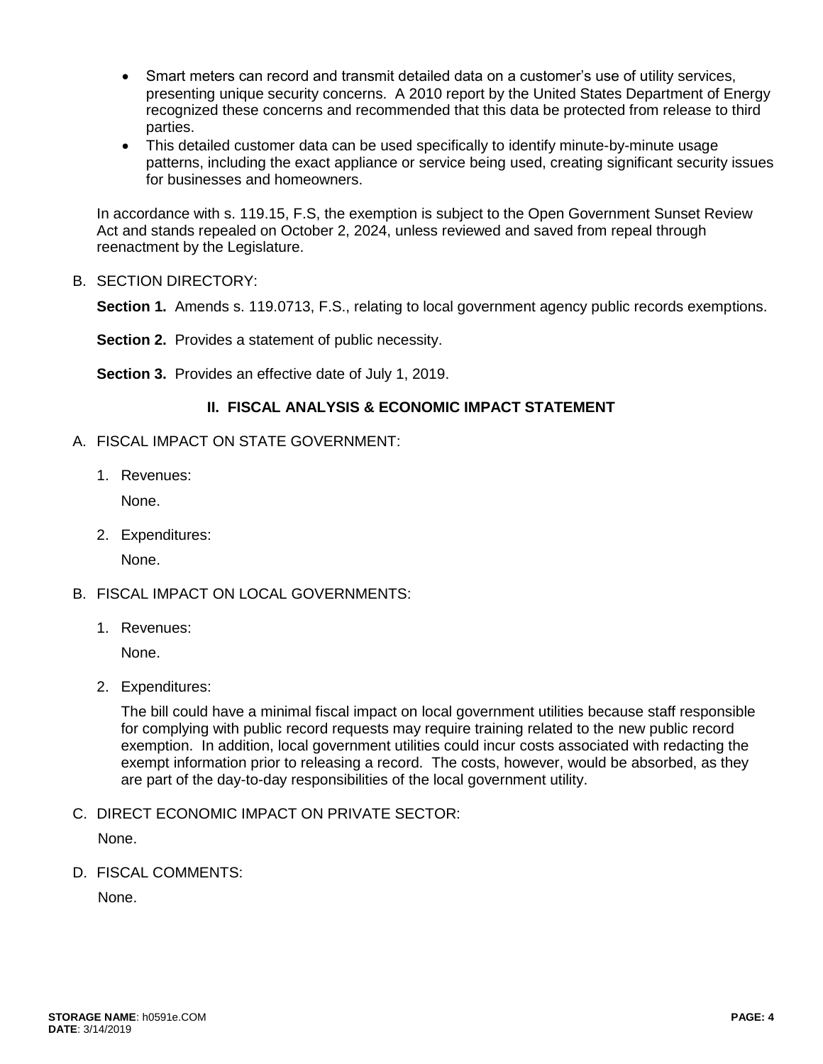- Smart meters can record and transmit detailed data on a customer's use of utility services, presenting unique security concerns. A 2010 report by the United States Department of Energy recognized these concerns and recommended that this data be protected from release to third parties.
- This detailed customer data can be used specifically to identify minute-by-minute usage patterns, including the exact appliance or service being used, creating significant security issues for businesses and homeowners.

In accordance with s. 119.15, F.S, the exemption is subject to the Open Government Sunset Review Act and stands repealed on October 2, 2024, unless reviewed and saved from repeal through reenactment by the Legislature.

B. SECTION DIRECTORY:

**Section 1.** Amends s. 119.0713, F.S., relating to local government agency public records exemptions.

**Section 2.** Provides a statement of public necessity.

**Section 3.** Provides an effective date of July 1, 2019.

## II. FISCAL ANALYSIS & ECONOMIC IMPACT STATEMENT

A. FISCAL IMPACT ON STATE GOVERNMENT:

1. Revenues:

   None.

2. Expenditures:

   None.

B. FISCAL IMPACT ON LOCAL GOVERNMENTS:

1. Revenues:

   None.

2. Expenditures:

   The bill could have a minimal fiscal impact on local government utilities because staff responsible for complying with public record requests may require training related to the new public record exemption. In addition, local government utilities could incur costs associated with redacting the exempt information prior to releasing a record. The costs, however, would be absorbed, as they are part of the day-to-day responsibilities of the local government utility.

C. DIRECT ECONOMIC IMPACT ON PRIVATE SECTOR:

None.

D. FISCAL COMMENTS:

None.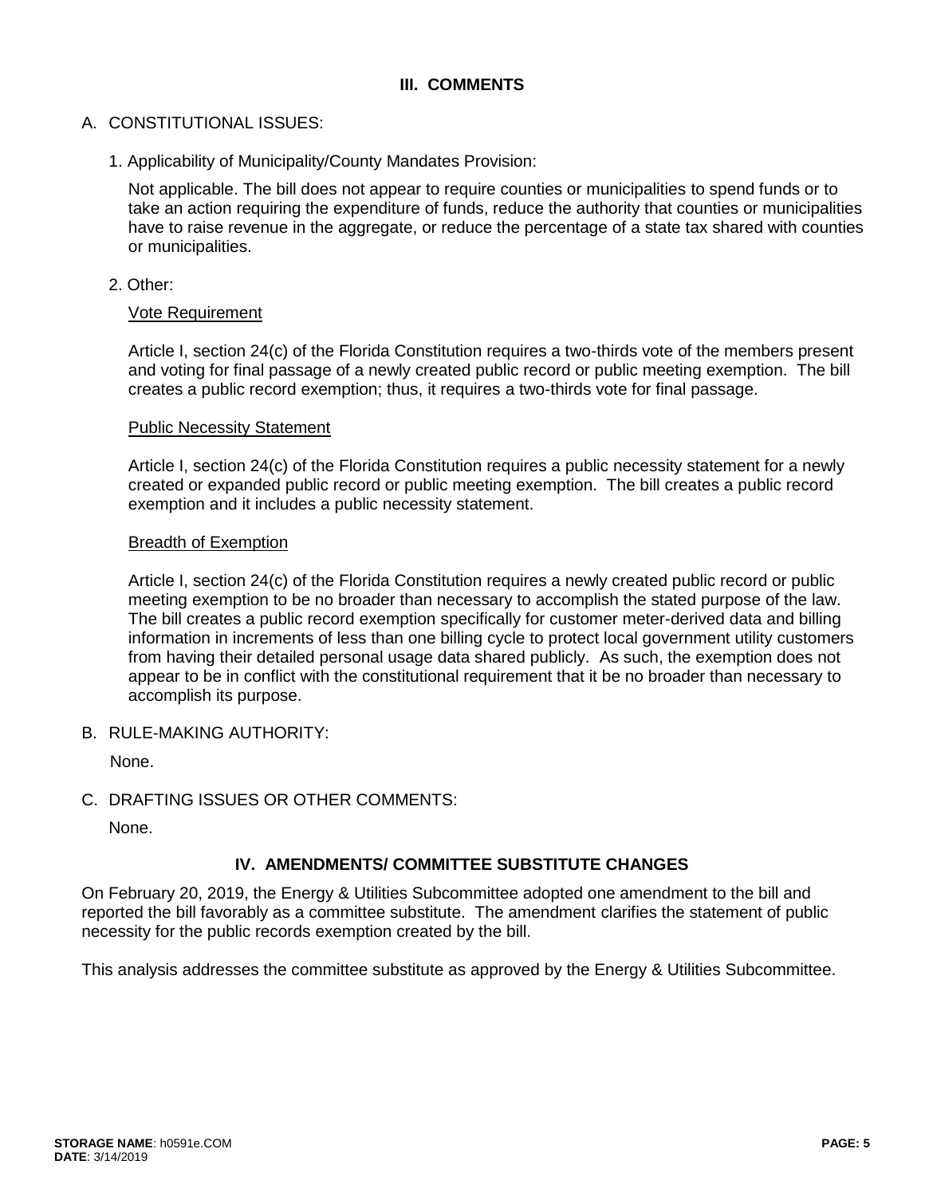## III. COMMENTS

A. CONSTITUTIONAL ISSUES:

1. Applicability of Municipality/County Mandates Provision:

   Not applicable. The bill does not appear to require counties or municipalities to spend funds or to take an action requiring the expenditure of funds, reduce the authority that counties or municipalities have to raise revenue in the aggregate, or reduce the percentage of a state tax shared with counties or municipalities.

2. Other:

   Vote Requirement

   Article I, section 24(c) of the Florida Constitution requires a two-thirds vote of the members present and voting for final passage of a newly created public record or public meeting exemption. The bill creates a public record exemption; thus, it requires a two-thirds vote for final passage.

   Public Necessity Statement

   Article I, section 24(c) of the Florida Constitution requires a public necessity statement for a newly created or expanded public record or public meeting exemption. The bill creates a public record exemption and it includes a public necessity statement.

   Breadth of Exemption

   Article I, section 24(c) of the Florida Constitution requires a newly created public record or public meeting exemption to be no broader than necessary to accomplish the stated purpose of the law. The bill creates a public record exemption specifically for customer meter-derived data and billing information in increments of less than one billing cycle to protect local government utility customers from having their detailed personal usage data shared publicly. As such, the exemption does not appear to be in conflict with the constitutional requirement that it be no broader than necessary to accomplish its purpose.

B. RULE-MAKING AUTHORITY:

   None.

C. DRAFTING ISSUES OR OTHER COMMENTS:

   None.

## IV. AMENDMENTS/ COMMITTEE SUBSTITUTE CHANGES

On February 20, 2019, the Energy & Utilities Subcommittee adopted one amendment to the bill and reported the bill favorably as a committee substitute. The amendment clarifies the statement of public necessity for the public records exemption created by the bill.

This analysis addresses the committee substitute as approved by the Energy & Utilities Subcommittee.